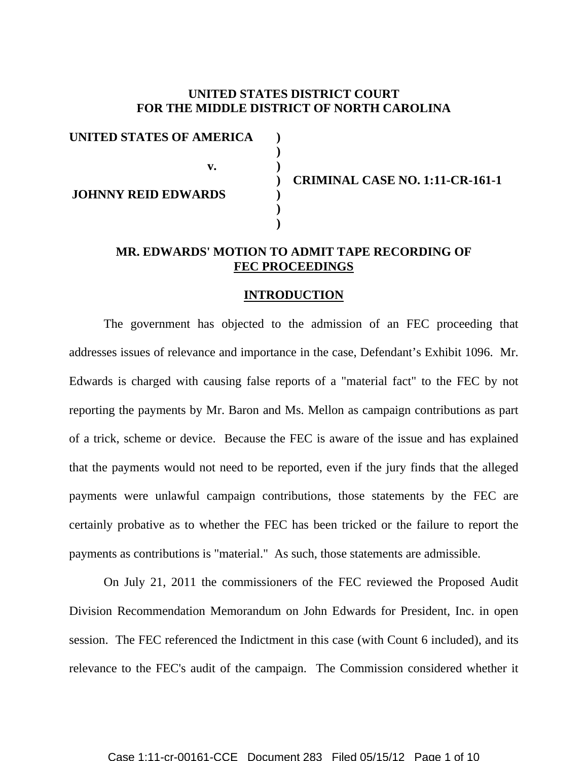**UNITED STATES DISTRICT COURT**
**FOR THE MIDDLE DISTRICT OF NORTH CAROLINA**

| | | |
|---|---|---|
| **UNITED STATES OF AMERICA** | ) | |
| | ) | |
| **v.** | ) | |
| | ) | **CRIMINAL CASE NO. 1:11-CR-161-1** |
| **JOHNNY REID EDWARDS** | ) | |
| | ) | |
| | ) | |

## MR. EDWARDS' MOTION TO ADMIT TAPE RECORDING OF FEC PROCEEDINGS

## INTRODUCTION

The government has objected to the admission of an FEC proceeding that addresses issues of relevance and importance in the case, Defendant's Exhibit 1096. Mr. Edwards is charged with causing false reports of a "material fact" to the FEC by not reporting the payments by Mr. Baron and Ms. Mellon as campaign contributions as part of a trick, scheme or device. Because the FEC is aware of the issue and has explained that the payments would not need to be reported, even if the jury finds that the alleged payments were unlawful campaign contributions, those statements by the FEC are certainly probative as to whether the FEC has been tricked or the failure to report the payments as contributions is "material." As such, those statements are admissible.

On July 21, 2011 the commissioners of the FEC reviewed the Proposed Audit Division Recommendation Memorandum on John Edwards for President, Inc. in open session. The FEC referenced the Indictment in this case (with Count 6 included), and its relevance to the FEC's audit of the campaign. The Commission considered whether it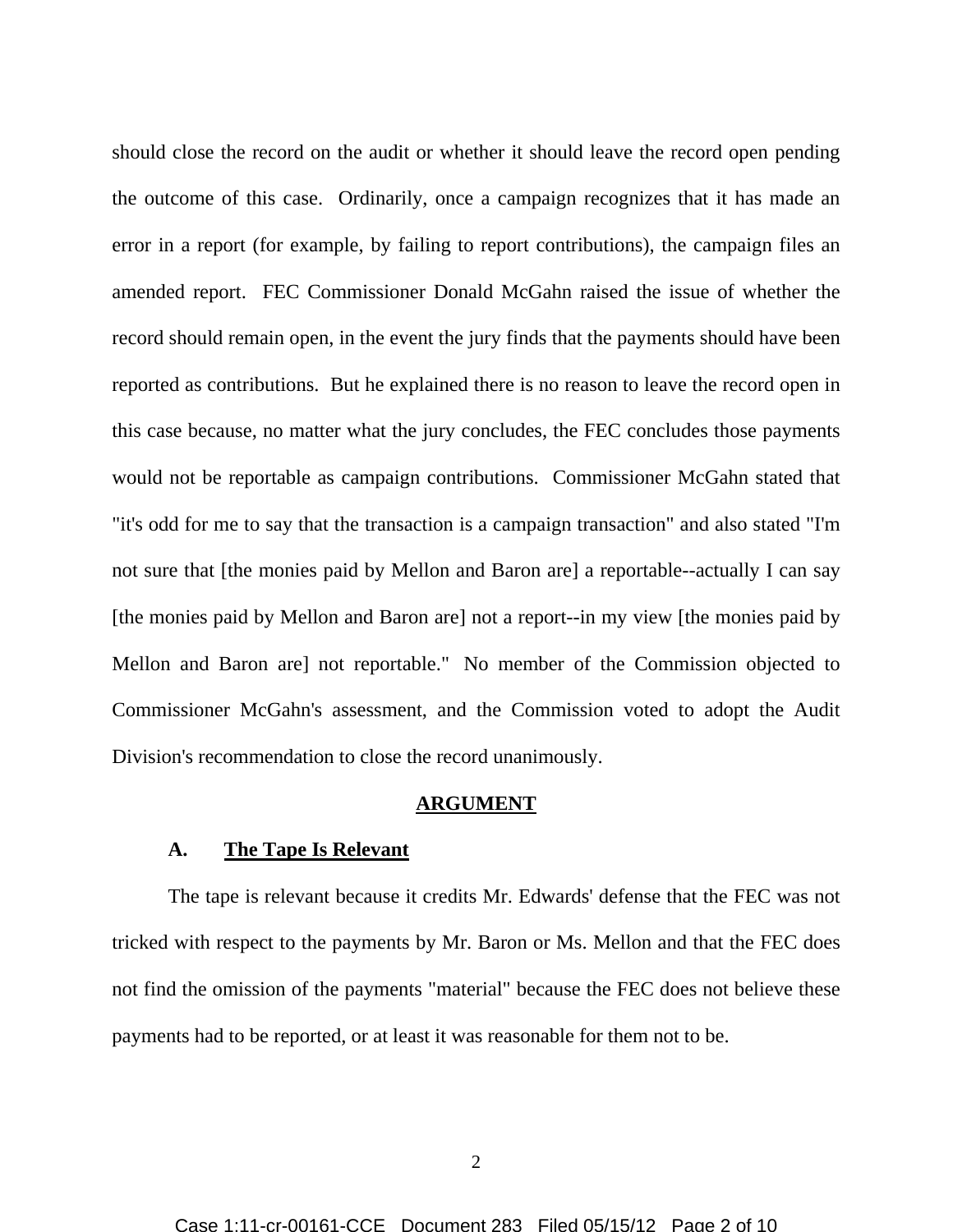should close the record on the audit or whether it should leave the record open pending the outcome of this case. Ordinarily, once a campaign recognizes that it has made an error in a report (for example, by failing to report contributions), the campaign files an amended report. FEC Commissioner Donald McGahn raised the issue of whether the record should remain open, in the event the jury finds that the payments should have been reported as contributions. But he explained there is no reason to leave the record open in this case because, no matter what the jury concludes, the FEC concludes those payments would not be reportable as campaign contributions. Commissioner McGahn stated that "it's odd for me to say that the transaction is a campaign transaction" and also stated "I'm not sure that [the monies paid by Mellon and Baron are] a reportable--actually I can say [the monies paid by Mellon and Baron are] not a report--in my view [the monies paid by Mellon and Baron are] not reportable." No member of the Commission objected to Commissioner McGahn's assessment, and the Commission voted to adopt the Audit Division's recommendation to close the record unanimously.

## ARGUMENT

### A. The Tape Is Relevant

The tape is relevant because it credits Mr. Edwards' defense that the FEC was not tricked with respect to the payments by Mr. Baron or Ms. Mellon and that the FEC does not find the omission of the payments "material" because the FEC does not believe these payments had to be reported, or at least it was reasonable for them not to be.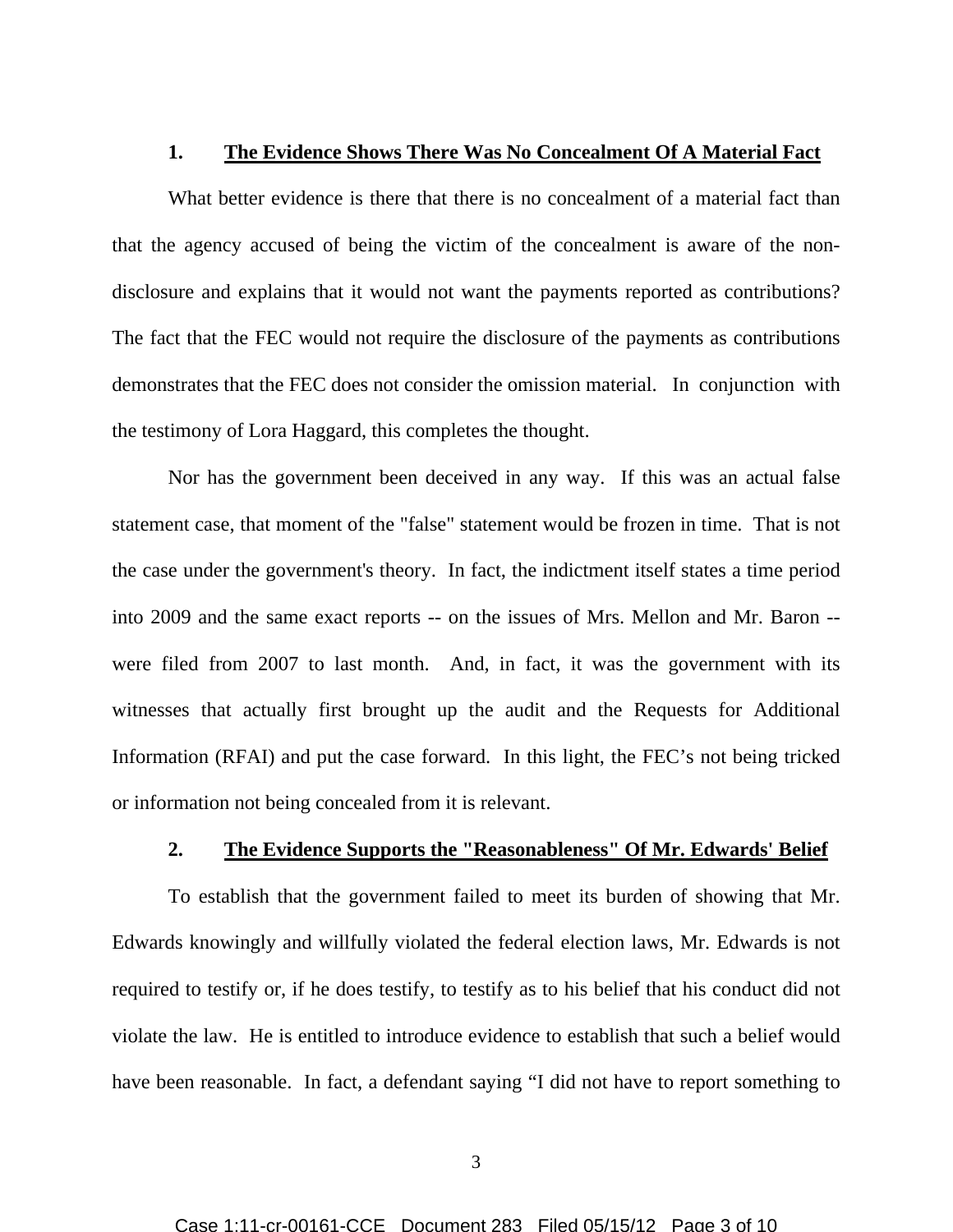### 1. The Evidence Shows There Was No Concealment Of A Material Fact

What better evidence is there that there is no concealment of a material fact than that the agency accused of being the victim of the concealment is aware of the non-disclosure and explains that it would not want the payments reported as contributions? The fact that the FEC would not require the disclosure of the payments as contributions demonstrates that the FEC does not consider the omission material. In conjunction with the testimony of Lora Haggard, this completes the thought.

Nor has the government been deceived in any way. If this was an actual false statement case, that moment of the "false" statement would be frozen in time. That is not the case under the government's theory. In fact, the indictment itself states a time period into 2009 and the same exact reports -- on the issues of Mrs. Mellon and Mr. Baron -- were filed from 2007 to last month. And, in fact, it was the government with its witnesses that actually first brought up the audit and the Requests for Additional Information (RFAI) and put the case forward. In this light, the FEC's not being tricked or information not being concealed from it is relevant.

### 2. The Evidence Supports the "Reasonableness" Of Mr. Edwards' Belief

To establish that the government failed to meet its burden of showing that Mr. Edwards knowingly and willfully violated the federal election laws, Mr. Edwards is not required to testify or, if he does testify, to testify as to his belief that his conduct did not violate the law. He is entitled to introduce evidence to establish that such a belief would have been reasonable. In fact, a defendant saying "I did not have to report something to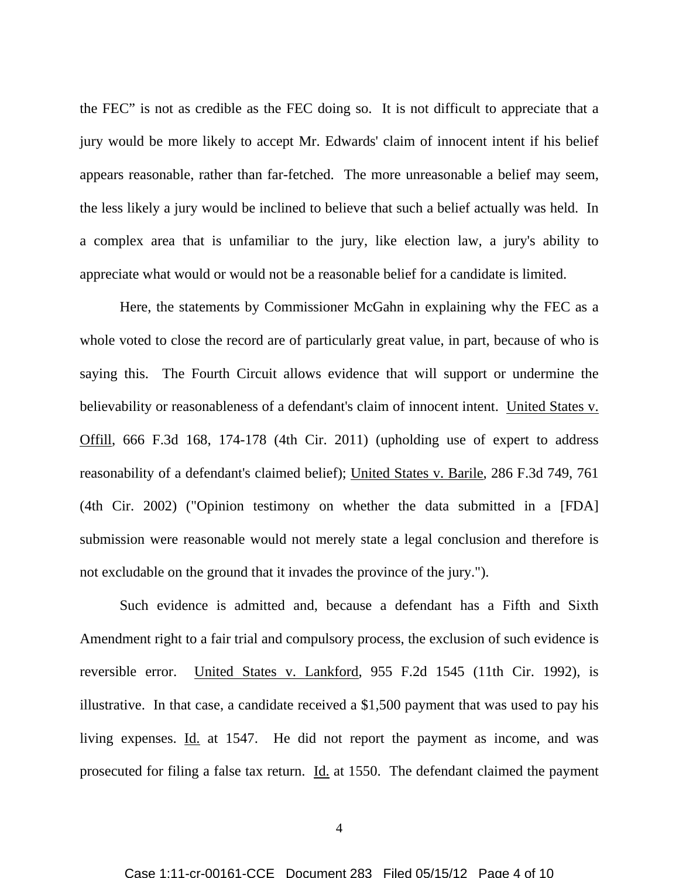the FEC" is not as credible as the FEC doing so. It is not difficult to appreciate that a jury would be more likely to accept Mr. Edwards' claim of innocent intent if his belief appears reasonable, rather than far-fetched. The more unreasonable a belief may seem, the less likely a jury would be inclined to believe that such a belief actually was held. In a complex area that is unfamiliar to the jury, like election law, a jury's ability to appreciate what would or would not be a reasonable belief for a candidate is limited.

Here, the statements by Commissioner McGahn in explaining why the FEC as a whole voted to close the record are of particularly great value, in part, because of who is saying this. The Fourth Circuit allows evidence that will support or undermine the believability or reasonableness of a defendant's claim of innocent intent. United States v. Offill, 666 F.3d 168, 174-178 (4th Cir. 2011) (upholding use of expert to address reasonability of a defendant's claimed belief); United States v. Barile, 286 F.3d 749, 761 (4th Cir. 2002) ("Opinion testimony on whether the data submitted in a [FDA] submission were reasonable would not merely state a legal conclusion and therefore is not excludable on the ground that it invades the province of the jury.").

Such evidence is admitted and, because a defendant has a Fifth and Sixth Amendment right to a fair trial and compulsory process, the exclusion of such evidence is reversible error. United States v. Lankford, 955 F.2d 1545 (11th Cir. 1992), is illustrative. In that case, a candidate received a $1,500 payment that was used to pay his living expenses. Id. at 1547. He did not report the payment as income, and was prosecuted for filing a false tax return. Id. at 1550. The defendant claimed the payment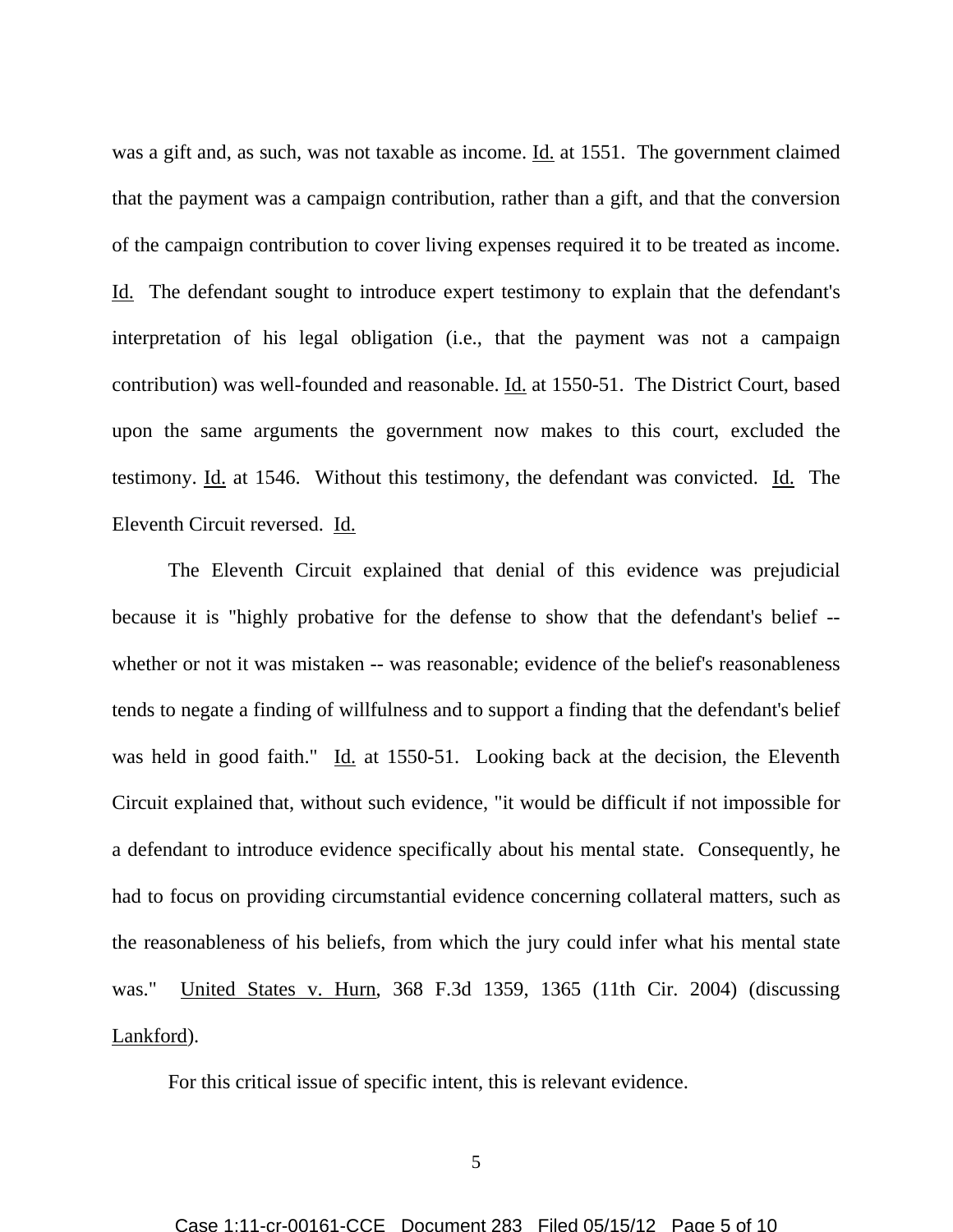was a gift and, as such, was not taxable as income. Id. at 1551. The government claimed that the payment was a campaign contribution, rather than a gift, and that the conversion of the campaign contribution to cover living expenses required it to be treated as income. Id. The defendant sought to introduce expert testimony to explain that the defendant's interpretation of his legal obligation (i.e., that the payment was not a campaign contribution) was well-founded and reasonable. Id. at 1550-51. The District Court, based upon the same arguments the government now makes to this court, excluded the testimony. Id. at 1546. Without this testimony, the defendant was convicted. Id. The Eleventh Circuit reversed. Id.

The Eleventh Circuit explained that denial of this evidence was prejudicial because it is "highly probative for the defense to show that the defendant's belief -- whether or not it was mistaken -- was reasonable; evidence of the belief's reasonableness tends to negate a finding of willfulness and to support a finding that the defendant's belief was held in good faith." Id. at 1550-51. Looking back at the decision, the Eleventh Circuit explained that, without such evidence, "it would be difficult if not impossible for a defendant to introduce evidence specifically about his mental state. Consequently, he had to focus on providing circumstantial evidence concerning collateral matters, such as the reasonableness of his beliefs, from which the jury could infer what his mental state was." United States v. Hurn, 368 F.3d 1359, 1365 (11th Cir. 2004) (discussing Lankford).

For this critical issue of specific intent, this is relevant evidence.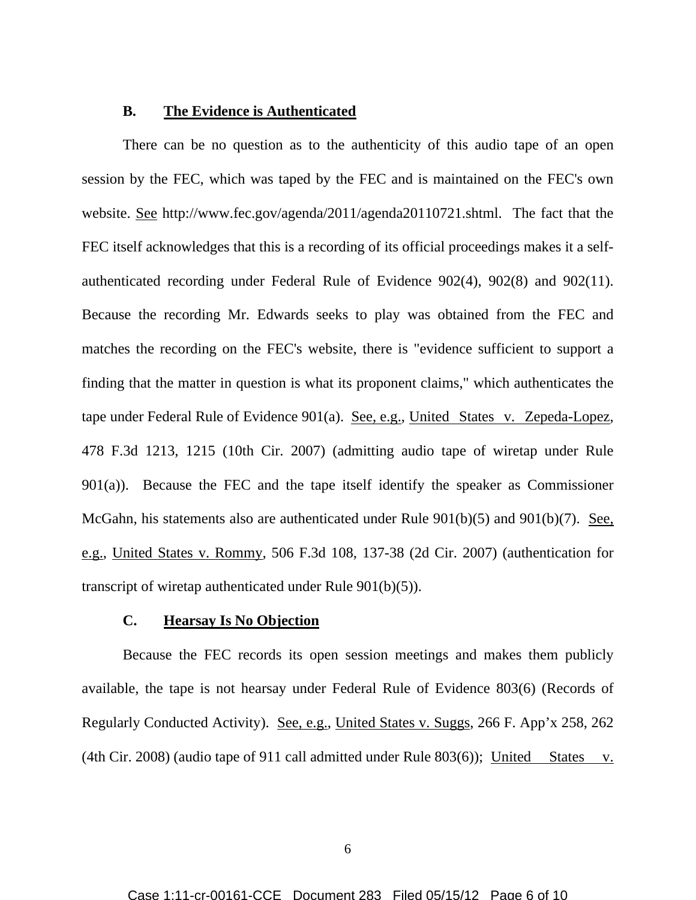### B. The Evidence is Authenticated

There can be no question as to the authenticity of this audio tape of an open session by the FEC, which was taped by the FEC and is maintained on the FEC's own website. See http://www.fec.gov/agenda/2011/agenda20110721.shtml. The fact that the FEC itself acknowledges that this is a recording of its official proceedings makes it a self-authenticated recording under Federal Rule of Evidence 902(4), 902(8) and 902(11). Because the recording Mr. Edwards seeks to play was obtained from the FEC and matches the recording on the FEC's website, there is "evidence sufficient to support a finding that the matter in question is what its proponent claims," which authenticates the tape under Federal Rule of Evidence 901(a). See, e.g., United States v. Zepeda-Lopez, 478 F.3d 1213, 1215 (10th Cir. 2007) (admitting audio tape of wiretap under Rule 901(a)). Because the FEC and the tape itself identify the speaker as Commissioner McGahn, his statements also are authenticated under Rule 901(b)(5) and 901(b)(7). See, e.g., United States v. Rommy, 506 F.3d 108, 137-38 (2d Cir. 2007) (authentication for transcript of wiretap authenticated under Rule 901(b)(5)).

### C. Hearsay Is No Objection

Because the FEC records its open session meetings and makes them publicly available, the tape is not hearsay under Federal Rule of Evidence 803(6) (Records of Regularly Conducted Activity). See, e.g., United States v. Suggs, 266 F. App'x 258, 262 (4th Cir. 2008) (audio tape of 911 call admitted under Rule 803(6)); United States v.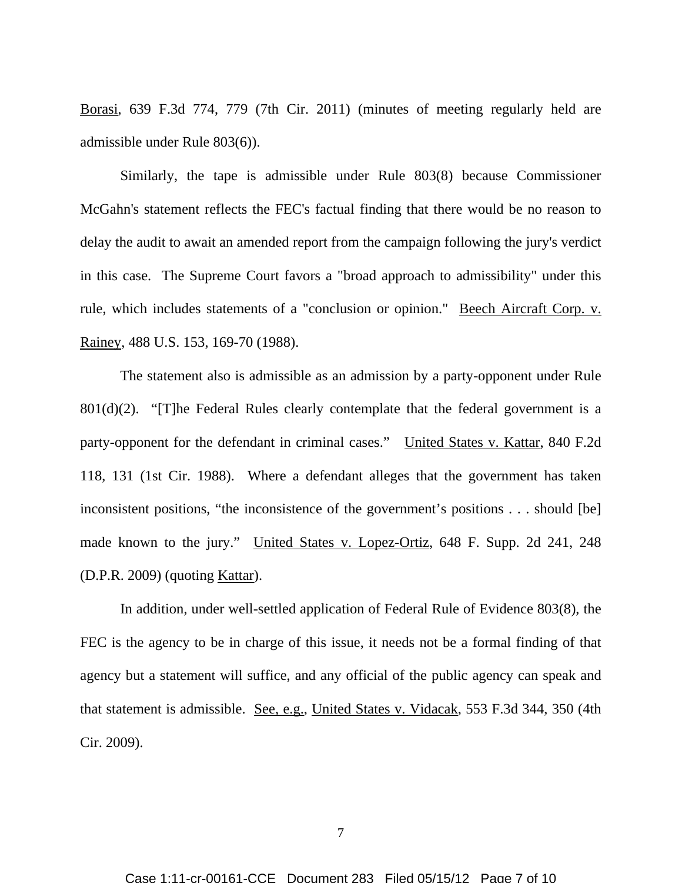Borasi, 639 F.3d 774, 779 (7th Cir. 2011) (minutes of meeting regularly held are admissible under Rule 803(6)).

Similarly, the tape is admissible under Rule 803(8) because Commissioner McGahn's statement reflects the FEC's factual finding that there would be no reason to delay the audit to await an amended report from the campaign following the jury's verdict in this case. The Supreme Court favors a "broad approach to admissibility" under this rule, which includes statements of a "conclusion or opinion." Beech Aircraft Corp. v. Rainey, 488 U.S. 153, 169-70 (1988).

The statement also is admissible as an admission by a party-opponent under Rule 801(d)(2). "[T]he Federal Rules clearly contemplate that the federal government is a party-opponent for the defendant in criminal cases." United States v. Kattar, 840 F.2d 118, 131 (1st Cir. 1988). Where a defendant alleges that the government has taken inconsistent positions, "the inconsistence of the government's positions . . . should [be] made known to the jury." United States v. Lopez-Ortiz, 648 F. Supp. 2d 241, 248 (D.P.R. 2009) (quoting Kattar).

In addition, under well-settled application of Federal Rule of Evidence 803(8), the FEC is the agency to be in charge of this issue, it needs not be a formal finding of that agency but a statement will suffice, and any official of the public agency can speak and that statement is admissible. See, e.g., United States v. Vidacak, 553 F.3d 344, 350 (4th Cir. 2009).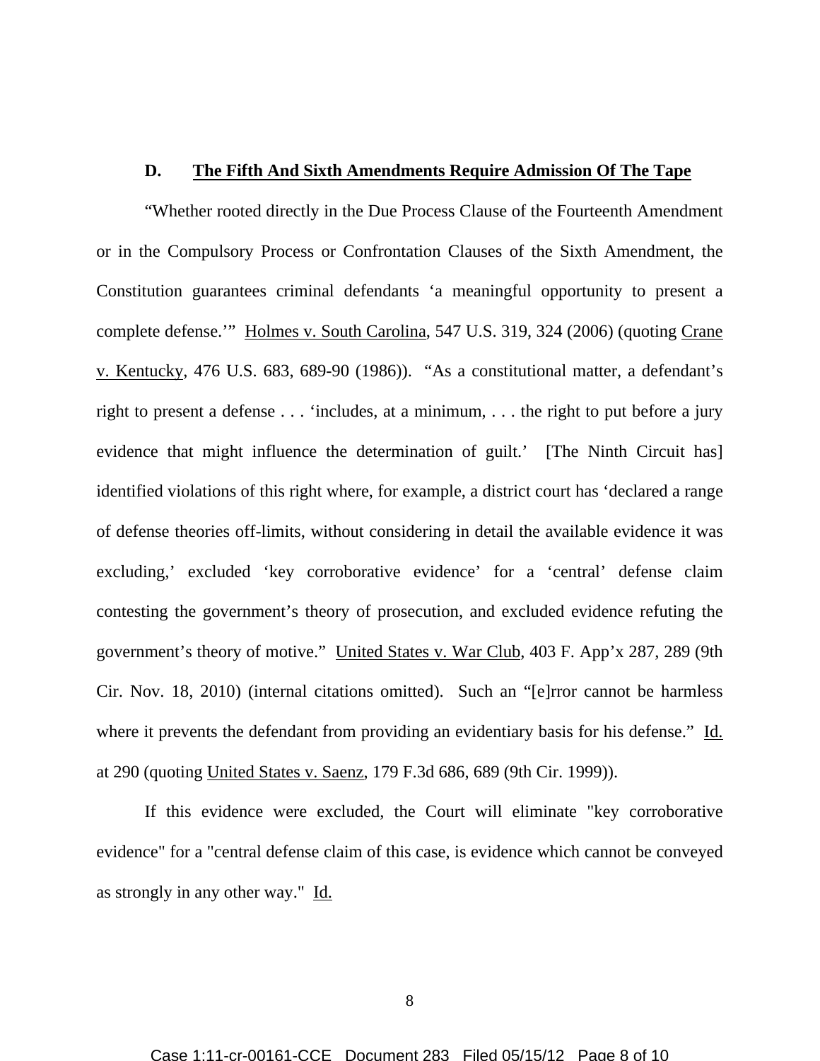### D. <u>The Fifth And Sixth Amendments Require Admission Of The Tape</u>

"Whether rooted directly in the Due Process Clause of the Fourteenth Amendment or in the Compulsory Process or Confrontation Clauses of the Sixth Amendment, the Constitution guarantees criminal defendants 'a meaningful opportunity to present a complete defense.'" <u>Holmes v. South Carolina</u>, 547 U.S. 319, 324 (2006) (quoting <u>Crane v. Kentucky</u>, 476 U.S. 683, 689-90 (1986)). "As a constitutional matter, a defendant's right to present a defense . . . 'includes, at a minimum, . . . the right to put before a jury evidence that might influence the determination of guilt.' [The Ninth Circuit has] identified violations of this right where, for example, a district court has 'declared a range of defense theories off-limits, without considering in detail the available evidence it was excluding,' excluded 'key corroborative evidence' for a 'central' defense claim contesting the government's theory of prosecution, and excluded evidence refuting the government's theory of motive." <u>United States v. War Club</u>, 403 F. App'x 287, 289 (9th Cir. Nov. 18, 2010) (internal citations omitted). Such an "[e]rror cannot be harmless where it prevents the defendant from providing an evidentiary basis for his defense." <u>Id.</u> at 290 (quoting <u>United States v. Saenz</u>, 179 F.3d 686, 689 (9th Cir. 1999)).

If this evidence were excluded, the Court will eliminate "key corroborative evidence" for a "central defense claim of this case, is evidence which cannot be conveyed as strongly in any other way." <u>Id.</u>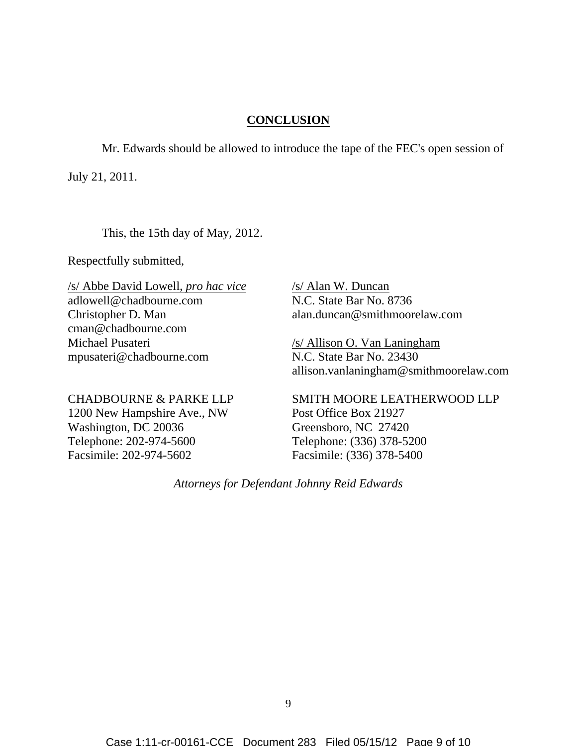## CONCLUSION

Mr. Edwards should be allowed to introduce the tape of the FEC's open session of July 21, 2011.

This, the 15th day of May, 2012.

Respectfully submitted,

/s/ Abbe David Lowell, *pro hac vice*
adlowell@chadbourne.com
Christopher D. Man
cman@chadbourne.com
Michael Pusateri
mpusateri@chadbourne.com

CHADBOURNE & PARKE LLP
1200 New Hampshire Ave., NW
Washington, DC 20036
Telephone: 202-974-5600
Facsimile: 202-974-5602

/s/ Alan W. Duncan
N.C. State Bar No. 8736
alan.duncan@smithmoorelaw.com

/s/ Allison O. Van Laningham
N.C. State Bar No. 23430
allison.vanlaningham@smithmoorelaw.com

SMITH MOORE LEATHERWOOD LLP
Post Office Box 21927
Greensboro, NC 27420
Telephone: (336) 378-5200
Facsimile: (336) 378-5400

*Attorneys for Defendant Johnny Reid Edwards*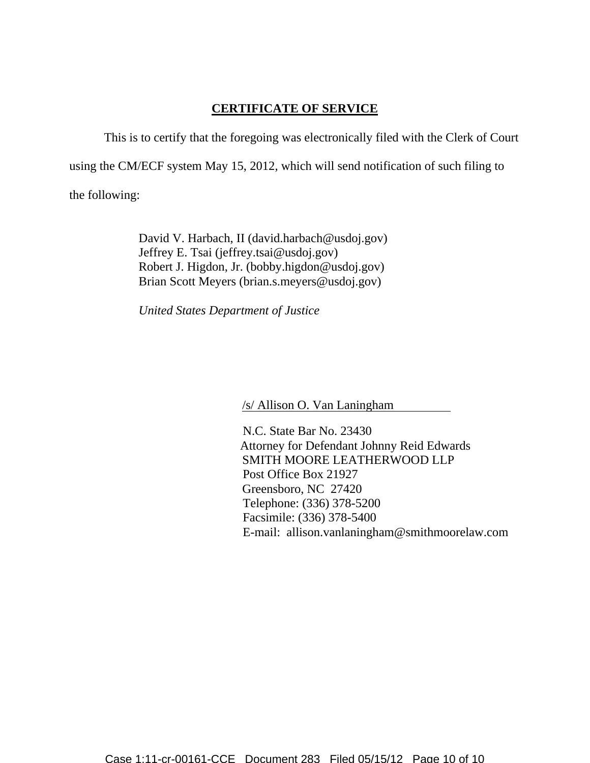**CERTIFICATE OF SERVICE**

This is to certify that the foregoing was electronically filed with the Clerk of Court using the CM/ECF system May 15, 2012, which will send notification of such filing to the following:

David V. Harbach, II (david.harbach@usdoj.gov)
Jeffrey E. Tsai (jeffrey.tsai@usdoj.gov)
Robert J. Higdon, Jr. (bobby.higdon@usdoj.gov)
Brian Scott Meyers (brian.s.meyers@usdoj.gov)

*United States Department of Justice*

/s/ Allison O. Van Laningham

N.C. State Bar No. 23430
Attorney for Defendant Johnny Reid Edwards
SMITH MOORE LEATHERWOOD LLP
Post Office Box 21927
Greensboro, NC 27420
Telephone: (336) 378-5200
Facsimile: (336) 378-5400
E-mail: allison.vanlaningham@smithmoorelaw.com